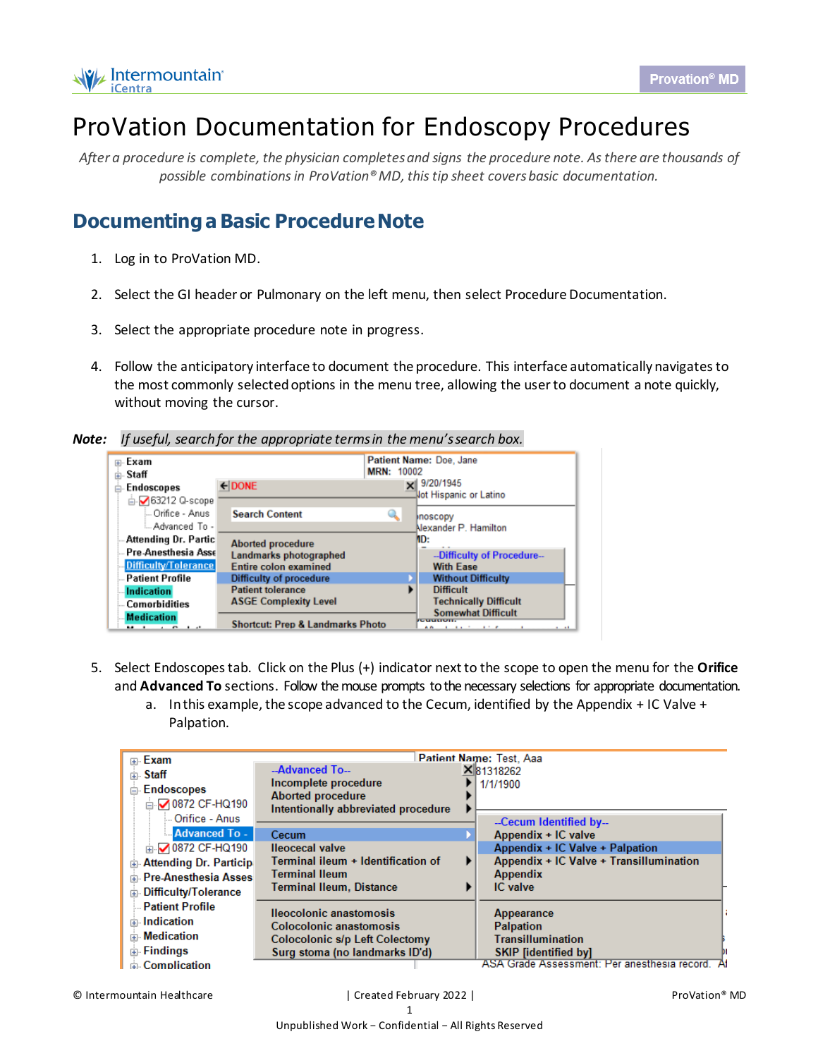# ProVation Documentation for Endoscopy Procedures

*After a procedure is complete, the physician completes and signs the procedure note. As there are thousands of possible combinations in ProVation® MD, this tip sheet covers basic documentation.*

## Documenting a Basic Procedure Note

1. Log in to ProVation MD.
2. Select the GI header or Pulmonary on the left menu, then select Procedure Documentation.
3. Select the appropriate procedure note in progress.
4. Follow the anticipatory interface to document the procedure. This interface automatically navigates to the most commonly selected options in the menu tree, allowing the user to document a note quickly, without moving the cursor.

**Note:** *If useful, search for the appropriate terms in the menu's search box.*

5. Select Endoscopes tab. Click on the Plus (+) indicator next to the scope to open the menu for the **Orifice** and **Advanced To** sections. Follow the mouse prompts to the necessary selections for appropriate documentation.
   a. In this example, the scope advanced to the Cecum, identified by the Appendix + IC Valve + Palpation.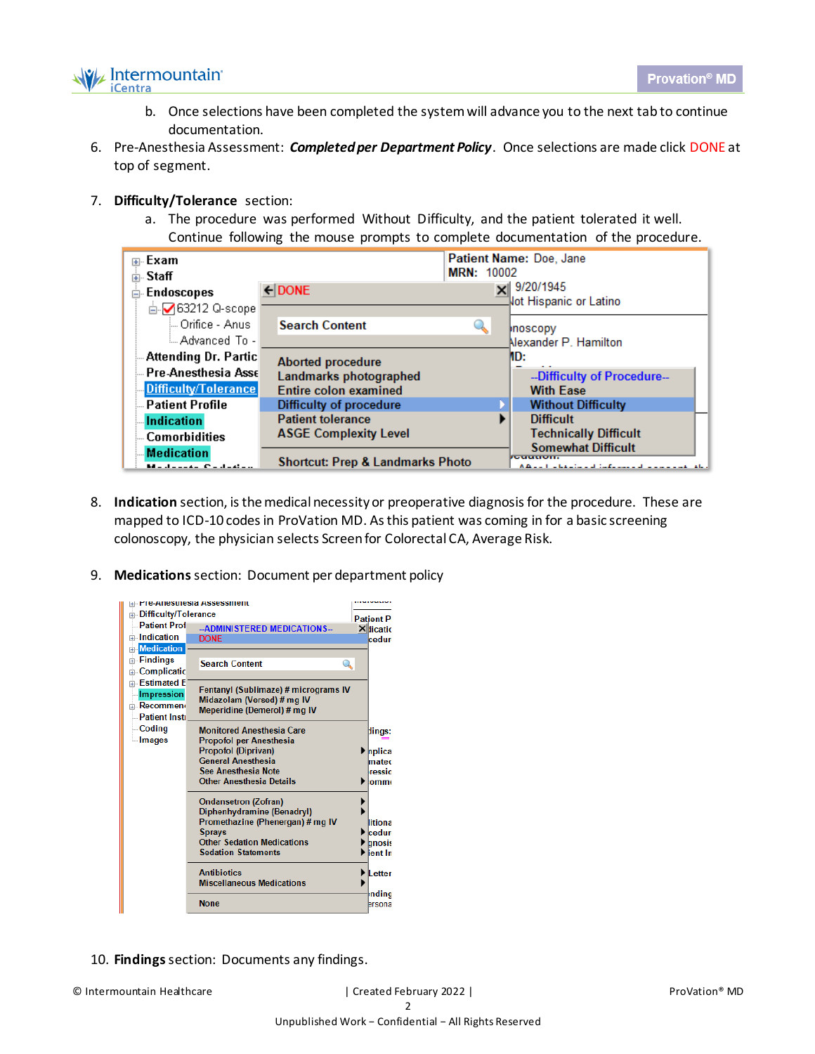b. Once selections have been completed the system will advance you to the next tab to continue documentation.

6. Pre-Anesthesia Assessment: ***Completed per Department Policy***. Once selections are made click DONE at top of segment.

7. **Difficulty/Tolerance** section:
   a. The procedure was performed Without Difficulty, and the patient tolerated it well. Continue following the mouse prompts to complete documentation of the procedure.

8. **Indication** section, is the medical necessity or preoperative diagnosis for the procedure. These are mapped to ICD-10 codes in ProVation MD. As this patient was coming in for a basic screening colonoscopy, the physician selects Screen for Colorectal CA, Average Risk.

9. **Medications** section: Document per department policy

10. **Findings** section: Documents any findings.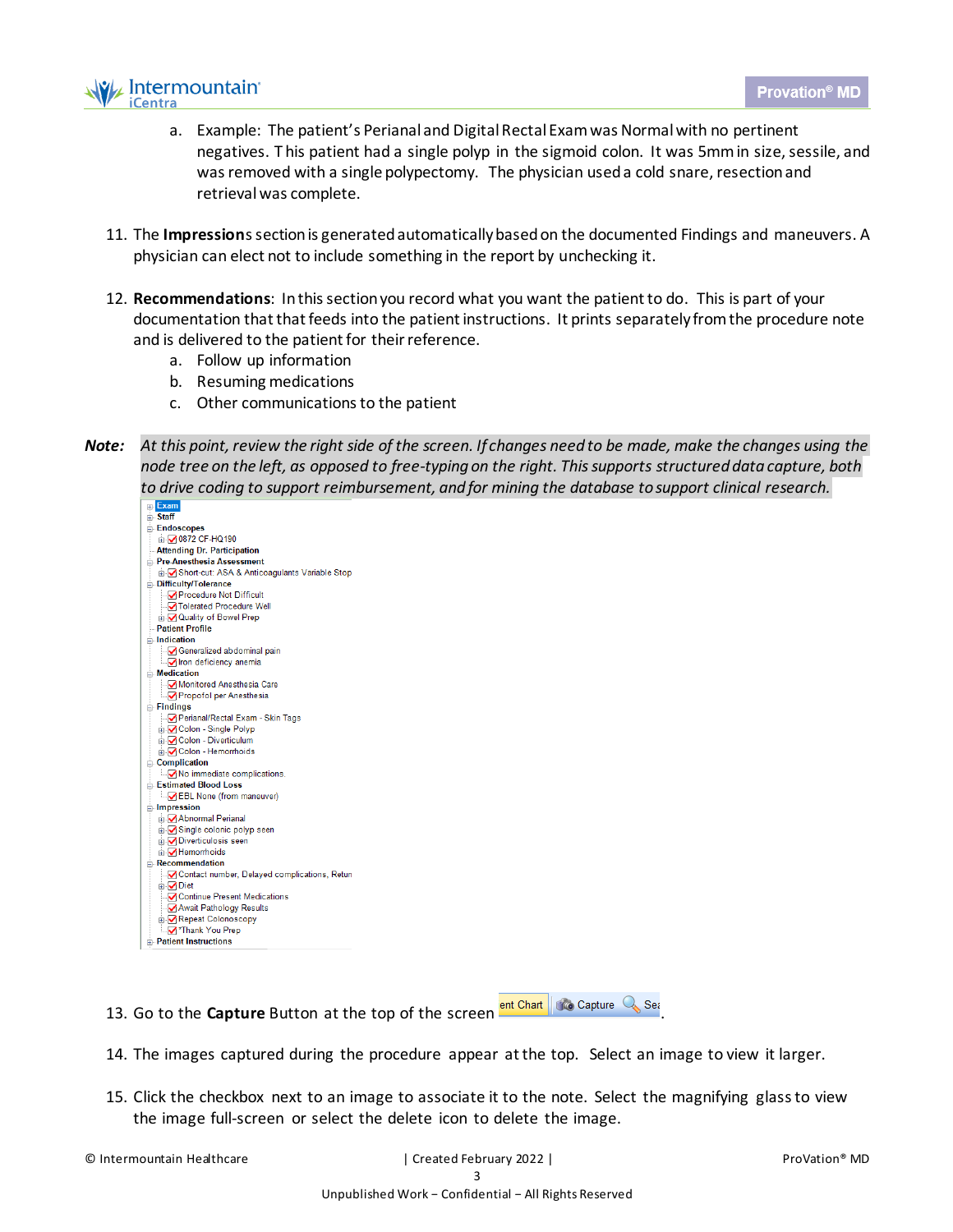a. Example: The patient's Perianal and Digital Rectal Exam was Normal with no pertinent negatives. This patient had a single polyp in the sigmoid colon. It was 5mm in size, sessile, and was removed with a single polypectomy. The physician used a cold snare, resection and retrieval was complete.

11. The **Impressions** section is generated automatically based on the documented Findings and maneuvers. A physician can elect not to include something in the report by unchecking it.

12. **Recommendations**: In this section you record what you want the patient to do. This is part of your documentation that that feeds into the patient instructions. It prints separately from the procedure note and is delivered to the patient for their reference.
    a. Follow up information
    b. Resuming medications
    c. Other communications to the patient

***Note:*** *At this point, review the right side of the screen. If changes need to be made, make the changes using the node tree on the left, as opposed to free-typing on the right. This supports structured data capture, both to drive coding to support reimbursement, and for mining the database to support clinical research.*

- Exam
- Staff
- Endoscopes
  - 0872 CF-HQ190
- Attending Dr. Participation
- Pre-Anesthesia Assessment
  - Short-cut: ASA & Anticoagulants Variable Stop
- Difficulty/Tolerance
  - Procedure Not Difficult
  - Tolerated Procedure Well
  - Quality of Bowel Prep
- Patient Profile
- Indication
  - Generalized abdominal pain
  - Iron deficiency anemia
- Medication
  - Monitored Anesthesia Care
  - Propofol per Anesthesia
- Findings
  - Perianal/Rectal Exam - Skin Tags
  - Colon - Single Polyp
  - Colon - Diverticulum
  - Colon - Hemorrhoids
- Complication
  - No immediate complications.
- Estimated Blood Loss
  - EBL None (from maneuver)
- Impression
  - Abnormal Perianal
  - Single colonic polyp seen
  - Diverticulosis seen
  - Hemorrhoids
- Recommendation
  - Contact number, Delayed complications, Retun
  - Diet
  - Continue Present Medications
  - Await Pathology Results
  - Repeat Colonoscopy
  - *Thank You Prep
- Patient Instructions

13. Go to the **Capture** Button at the top of the screen ent Chart | Capture | Sea.

14. The images captured during the procedure appear at the top. Select an image to view it larger.

15. Click the checkbox next to an image to associate it to the note. Select the magnifying glass to view the image full-screen or select the delete icon to delete the image.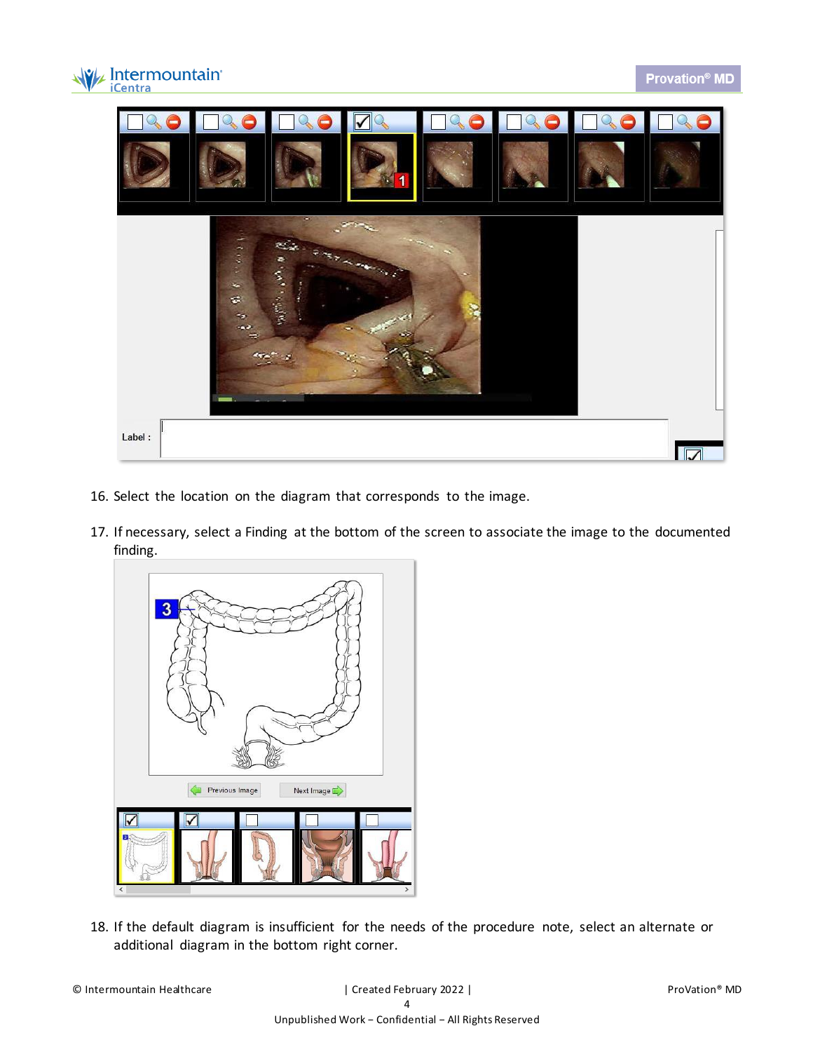16. Select the location on the diagram that corresponds to the image.

17. If necessary, select a Finding at the bottom of the screen to associate the image to the documented finding.

18. If the default diagram is insufficient for the needs of the procedure note, select an alternate or additional diagram in the bottom right corner.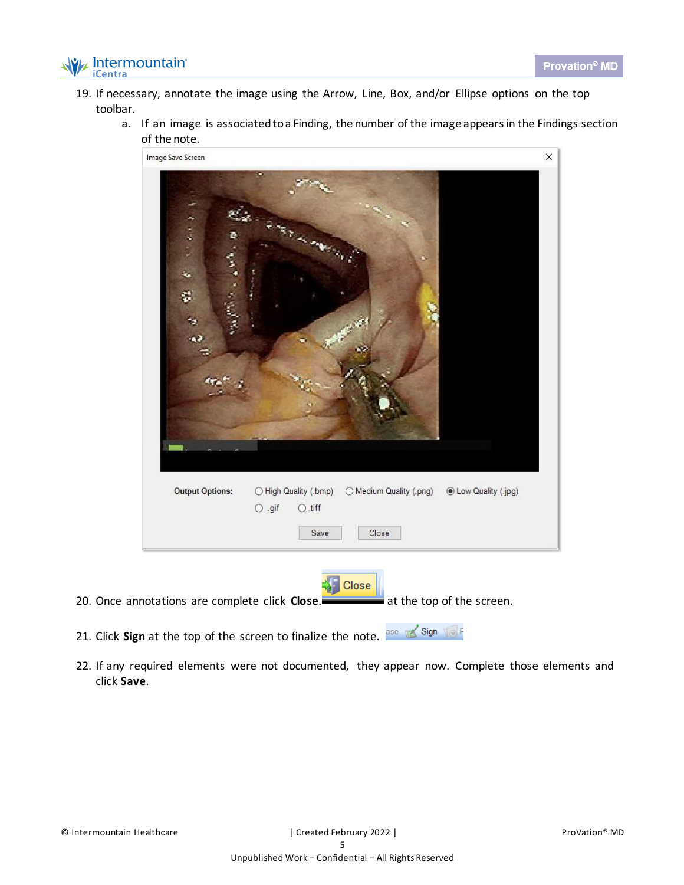19. If necessary, annotate the image using the Arrow, Line, Box, and/or Ellipse options on the top toolbar.
    a. If an image is associated to a Finding, the number of the image appears in the Findings section of the note.

20. Once annotations are complete click **Close**. at the top of the screen.

21. Click **Sign** at the top of the screen to finalize the note.

22. If any required elements were not documented, they appear now. Complete those elements and click **Save**.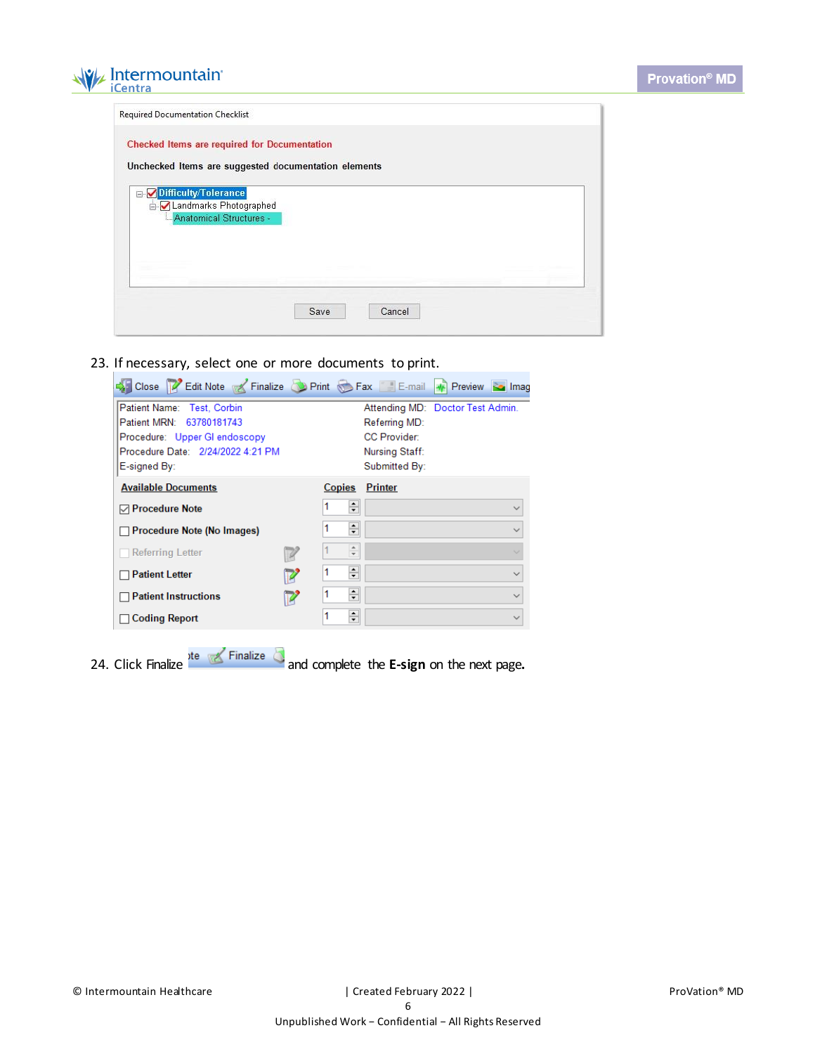Required Documentation Checklist

Checked Items are required for Documentation

Unchecked Items are suggested documentation elements

- [x] Difficulty/Tolerance
  - [x] Landmarks Photographed
    - Anatomical Structures -

Save | Cancel

23. If necessary, select one or more documents to print.

Close | Edit Note | Finalize | Print | Fax | E-mail | Preview | Imag

| | | | |
|---|---|---|---|
| Patient Name: | Test, Corbin | Attending MD: | Doctor Test Admin. |
| Patient MRN: | 63780181743 | Referring MD: | |
| Procedure: | Upper GI endoscopy | CC Provider: | |
| Procedure Date: | 2/24/2022 4:21 PM | Nursing Staff: | |
| E-signed By: | | Submitted By: | |

| Available Documents | Copies | Printer |
|---|---|---|
| ☑ Procedure Note | 1 | |
| ☐ Procedure Note (No Images) | 1 | |
| ☐ Referring Letter | 1 | |
| ☐ Patient Letter | 1 | |
| ☐ Patient Instructions | 1 | |
| ☐ Coding Report | 1 | |

24. Click Finalize [Finalize] and complete the **E-sign** on the next page.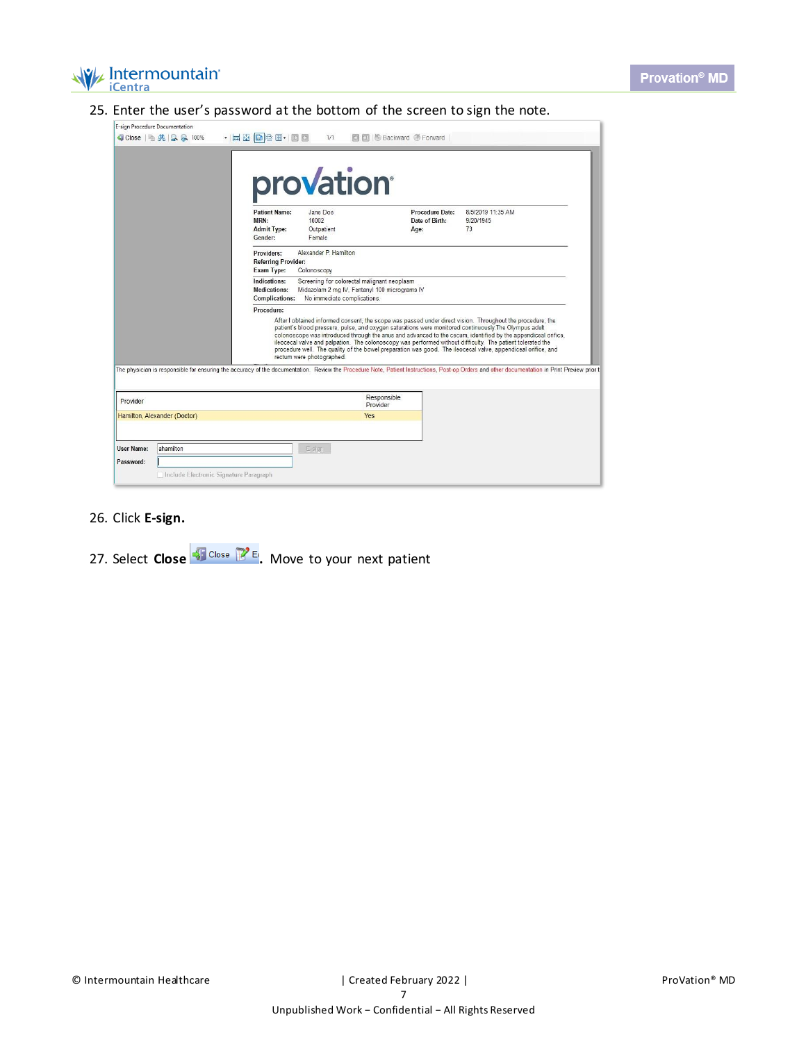25. Enter the user's password at the bottom of the screen to sign the note.

26. Click **E-sign.**

27. Select **Close** . Move to your next patient